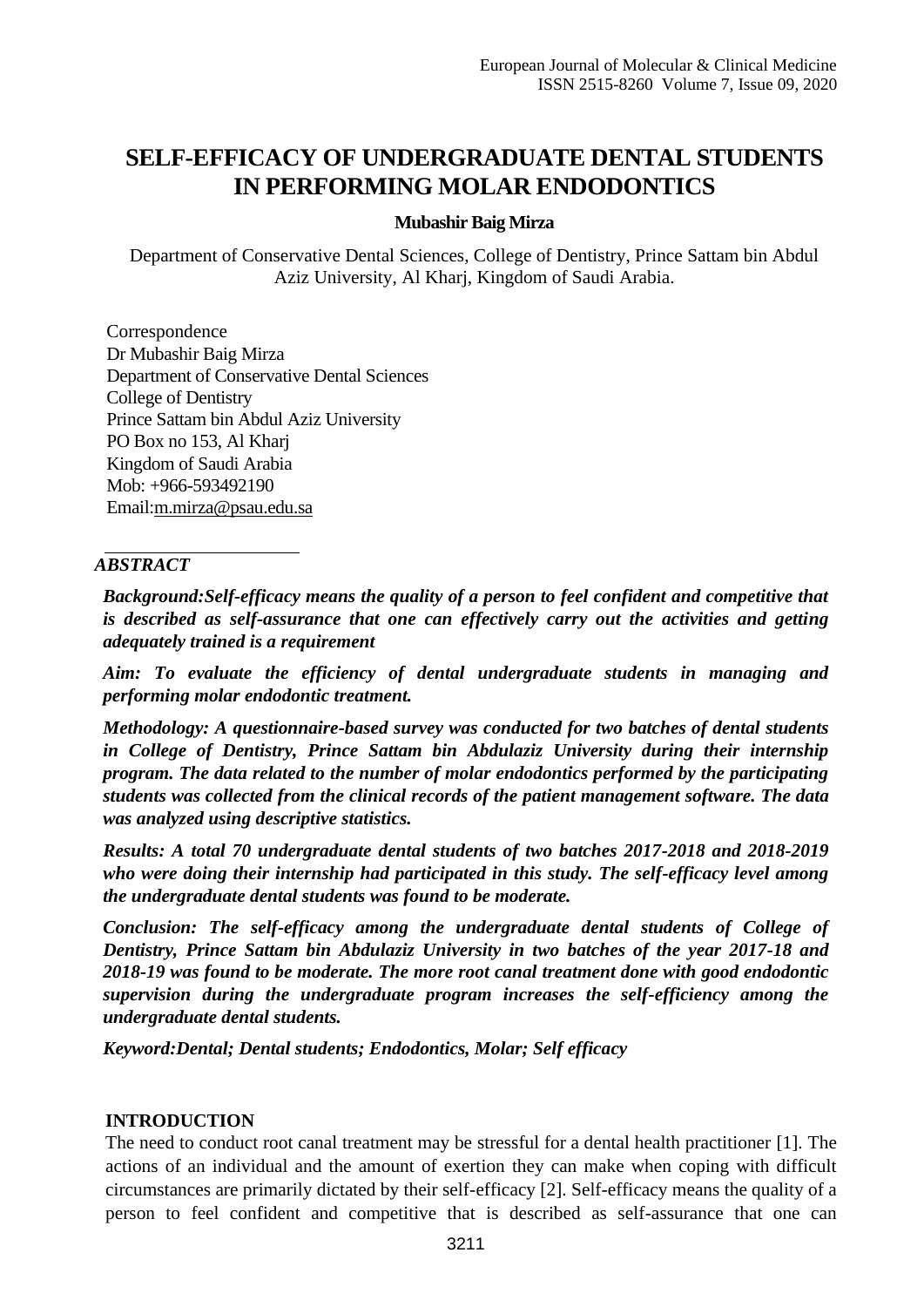# SELF-EFFICACY OF UNDERGRADUATE DENTAL STUDENTS IN PERFORMING MOLAR ENDODONTICS

**Mubashir Baig Mirza**

Department of Conservative Dental Sciences, College of Dentistry, Prince Sattam bin Abdul Aziz University, Al Kharj, Kingdom of Saudi Arabia.

Correspondence
Dr Mubashir Baig Mirza
Department of Conservative Dental Sciences
College of Dentistry
Prince Sattam bin Abdul Aziz University
PO Box no 153, Al Kharj
Kingdom of Saudi Arabia
Mob: +966-593492190
Email:m.mirza@psau.edu.sa

## *ABSTRACT*

***Background:Self-efficacy means the quality of a person to feel confident and competitive that is described as self-assurance that one can effectively carry out the activities and getting adequately trained is a requirement***

***Aim: To evaluate the efficiency of dental undergraduate students in managing and performing molar endodontic treatment.***

***Methodology: A questionnaire-based survey was conducted for two batches of dental students in College of Dentistry, Prince Sattam bin Abdulaziz University during their internship program. The data related to the number of molar endodontics performed by the participating students was collected from the clinical records of the patient management software. The data was analyzed using descriptive statistics.***

***Results: A total 70 undergraduate dental students of two batches 2017-2018 and 2018-2019 who were doing their internship had participated in this study. The self-efficacy level among the undergraduate dental students was found to be moderate.***

***Conclusion: The self-efficacy among the undergraduate dental students of College of Dentistry, Prince Sattam bin Abdulaziz University in two batches of the year 2017-18 and 2018-19 was found to be moderate. The more root canal treatment done with good endodontic supervision during the undergraduate program increases the self-efficiency among the undergraduate dental students.***

***Keyword:Dental; Dental students; Endodontics, Molar; Self efficacy***

## INTRODUCTION

The need to conduct root canal treatment may be stressful for a dental health practitioner [1]. The actions of an individual and the amount of exertion they can make when coping with difficult circumstances are primarily dictated by their self-efficacy [2]. Self-efficacy means the quality of a person to feel confident and competitive that is described as self-assurance that one can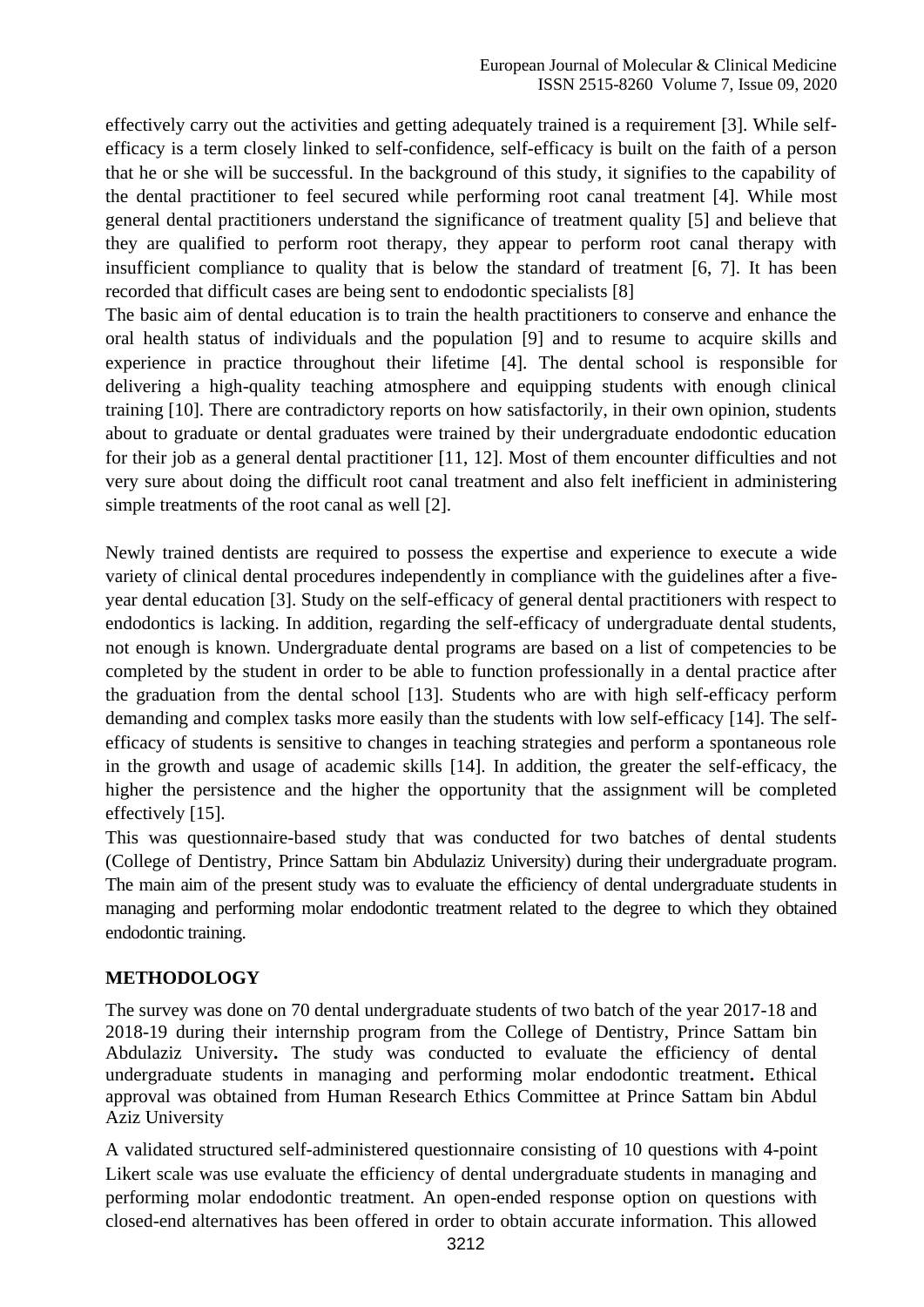effectively carry out the activities and getting adequately trained is a requirement [3]. While self-efficacy is a term closely linked to self-confidence, self-efficacy is built on the faith of a person that he or she will be successful. In the background of this study, it signifies to the capability of the dental practitioner to feel secured while performing root canal treatment [4]. While most general dental practitioners understand the significance of treatment quality [5] and believe that they are qualified to perform root therapy, they appear to perform root canal therapy with insufficient compliance to quality that is below the standard of treatment [6, 7]. It has been recorded that difficult cases are being sent to endodontic specialists [8]

The basic aim of dental education is to train the health practitioners to conserve and enhance the oral health status of individuals and the population [9] and to resume to acquire skills and experience in practice throughout their lifetime [4]. The dental school is responsible for delivering a high-quality teaching atmosphere and equipping students with enough clinical training [10]. There are contradictory reports on how satisfactorily, in their own opinion, students about to graduate or dental graduates were trained by their undergraduate endodontic education for their job as a general dental practitioner [11, 12]. Most of them encounter difficulties and not very sure about doing the difficult root canal treatment and also felt inefficient in administering simple treatments of the root canal as well [2].

Newly trained dentists are required to possess the expertise and experience to execute a wide variety of clinical dental procedures independently in compliance with the guidelines after a five-year dental education [3]. Study on the self-efficacy of general dental practitioners with respect to endodontics is lacking. In addition, regarding the self-efficacy of undergraduate dental students, not enough is known. Undergraduate dental programs are based on a list of competencies to be completed by the student in order to be able to function professionally in a dental practice after the graduation from the dental school [13]. Students who are with high self-efficacy perform demanding and complex tasks more easily than the students with low self-efficacy [14]. The self-efficacy of students is sensitive to changes in teaching strategies and perform a spontaneous role in the growth and usage of academic skills [14]. In addition, the greater the self-efficacy, the higher the persistence and the higher the opportunity that the assignment will be completed effectively [15].

This was questionnaire-based study that was conducted for two batches of dental students (College of Dentistry, Prince Sattam bin Abdulaziz University) during their undergraduate program. The main aim of the present study was to evaluate the efficiency of dental undergraduate students in managing and performing molar endodontic treatment related to the degree to which they obtained endodontic training.

## METHODOLOGY

The survey was done on 70 dental undergraduate students of two batch of the year 2017-18 and 2018-19 during their internship program from the College of Dentistry, Prince Sattam bin Abdulaziz University**.** The study was conducted to evaluate the efficiency of dental undergraduate students in managing and performing molar endodontic treatment**.** Ethical approval was obtained from Human Research Ethics Committee at Prince Sattam bin Abdul Aziz University

A validated structured self-administered questionnaire consisting of 10 questions with 4-point Likert scale was use evaluate the efficiency of dental undergraduate students in managing and performing molar endodontic treatment. An open-ended response option on questions with closed-end alternatives has been offered in order to obtain accurate information. This allowed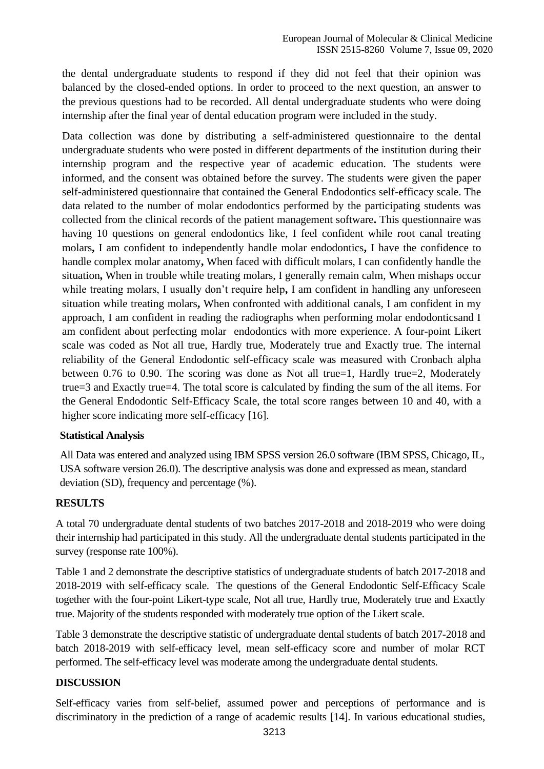the dental undergraduate students to respond if they did not feel that their opinion was balanced by the closed-ended options. In order to proceed to the next question, an answer to the previous questions had to be recorded. All dental undergraduate students who were doing internship after the final year of dental education program were included in the study.

Data collection was done by distributing a self-administered questionnaire to the dental undergraduate students who were posted in different departments of the institution during their internship program and the respective year of academic education. The students were informed, and the consent was obtained before the survey. The students were given the paper self-administered questionnaire that contained the General Endodontics self-efficacy scale. The data related to the number of molar endodontics performed by the participating students was collected from the clinical records of the patient management software**.** This questionnaire was having 10 questions on general endodontics like, I feel confident while root canal treating molars**,** I am confident to independently handle molar endodontics**,** I have the confidence to handle complex molar anatomy**,** When faced with difficult molars, I can confidently handle the situation**,** When in trouble while treating molars, I generally remain calm, When mishaps occur while treating molars, I usually don't require help**,** I am confident in handling any unforeseen situation while treating molars**,** When confronted with additional canals, I am confident in my approach, I am confident in reading the radiographs when performing molar endodonticsand I am confident about perfecting molar endodontics with more experience. A four-point Likert scale was coded as Not all true, Hardly true, Moderately true and Exactly true. The internal reliability of the General Endodontic self-efficacy scale was measured with Cronbach alpha between 0.76 to 0.90. The scoring was done as Not all true=1, Hardly true=2, Moderately true=3 and Exactly true=4. The total score is calculated by finding the sum of the all items. For the General Endodontic Self-Efficacy Scale, the total score ranges between 10 and 40, with a higher score indicating more self-efficacy [16].

### Statistical Analysis

All Data was entered and analyzed using IBM SPSS version 26.0 software (IBM SPSS, Chicago, IL, USA software version 26.0). The descriptive analysis was done and expressed as mean, standard deviation (SD), frequency and percentage (%).

## RESULTS

A total 70 undergraduate dental students of two batches 2017-2018 and 2018-2019 who were doing their internship had participated in this study. All the undergraduate dental students participated in the survey (response rate 100%).

Table 1 and 2 demonstrate the descriptive statistics of undergraduate students of batch 2017-2018 and 2018-2019 with self-efficacy scale. The questions of the General Endodontic Self-Efficacy Scale together with the four-point Likert-type scale, Not all true, Hardly true, Moderately true and Exactly true. Majority of the students responded with moderately true option of the Likert scale.

Table 3 demonstrate the descriptive statistic of undergraduate dental students of batch 2017-2018 and batch 2018-2019 with self-efficacy level, mean self-efficacy score and number of molar RCT performed. The self-efficacy level was moderate among the undergraduate dental students.

## DISCUSSION

Self-efficacy varies from self-belief, assumed power and perceptions of performance and is discriminatory in the prediction of a range of academic results [14]. In various educational studies,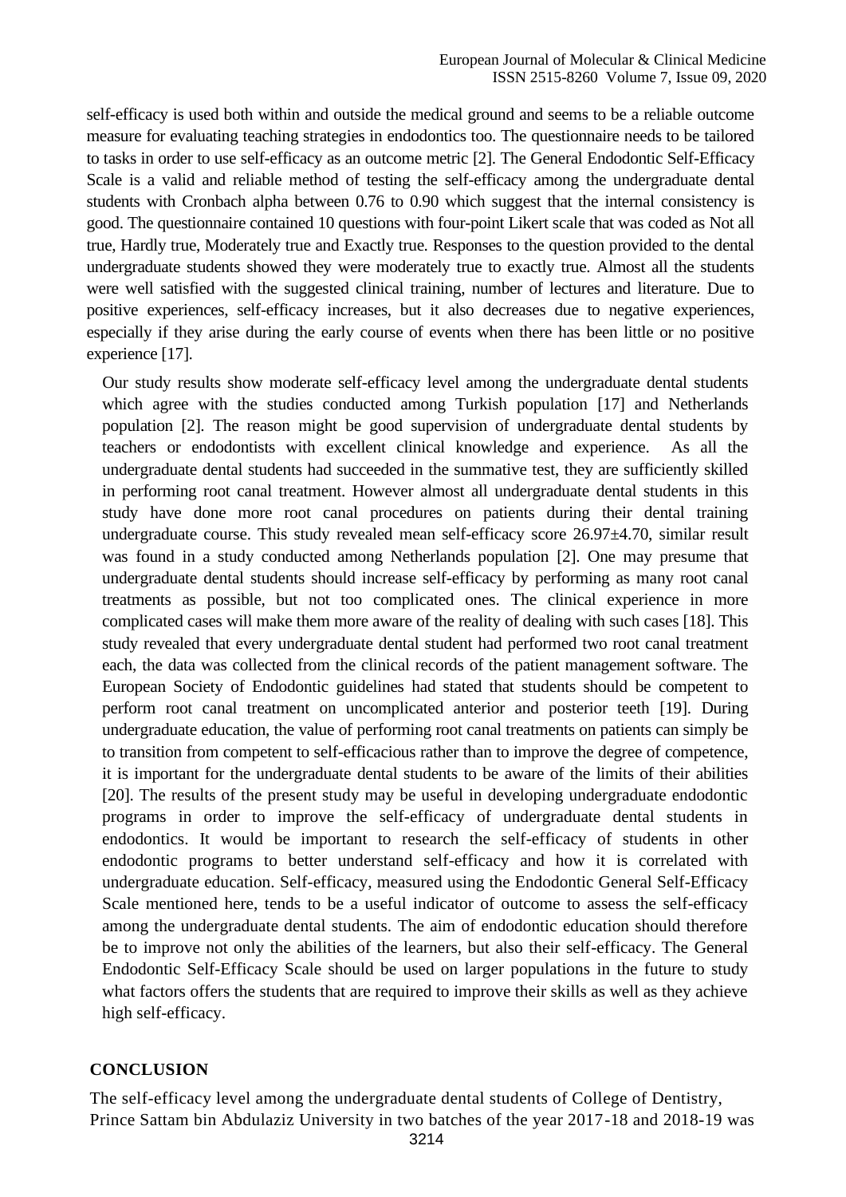self-efficacy is used both within and outside the medical ground and seems to be a reliable outcome measure for evaluating teaching strategies in endodontics too. The questionnaire needs to be tailored to tasks in order to use self-efficacy as an outcome metric [2]. The General Endodontic Self-Efficacy Scale is a valid and reliable method of testing the self-efficacy among the undergraduate dental students with Cronbach alpha between 0.76 to 0.90 which suggest that the internal consistency is good. The questionnaire contained 10 questions with four-point Likert scale that was coded as Not all true, Hardly true, Moderately true and Exactly true. Responses to the question provided to the dental undergraduate students showed they were moderately true to exactly true. Almost all the students were well satisfied with the suggested clinical training, number of lectures and literature. Due to positive experiences, self-efficacy increases, but it also decreases due to negative experiences, especially if they arise during the early course of events when there has been little or no positive experience [17].

Our study results show moderate self-efficacy level among the undergraduate dental students which agree with the studies conducted among Turkish population [17] and Netherlands population [2]. The reason might be good supervision of undergraduate dental students by teachers or endodontists with excellent clinical knowledge and experience. As all the undergraduate dental students had succeeded in the summative test, they are sufficiently skilled in performing root canal treatment. However almost all undergraduate dental students in this study have done more root canal procedures on patients during their dental training undergraduate course. This study revealed mean self-efficacy score 26.97±4.70, similar result was found in a study conducted among Netherlands population [2]. One may presume that undergraduate dental students should increase self-efficacy by performing as many root canal treatments as possible, but not too complicated ones. The clinical experience in more complicated cases will make them more aware of the reality of dealing with such cases [18]. This study revealed that every undergraduate dental student had performed two root canal treatment each, the data was collected from the clinical records of the patient management software. The European Society of Endodontic guidelines had stated that students should be competent to perform root canal treatment on uncomplicated anterior and posterior teeth [19]. During undergraduate education, the value of performing root canal treatments on patients can simply be to transition from competent to self-efficacious rather than to improve the degree of competence, it is important for the undergraduate dental students to be aware of the limits of their abilities [20]. The results of the present study may be useful in developing undergraduate endodontic programs in order to improve the self-efficacy of undergraduate dental students in endodontics. It would be important to research the self-efficacy of students in other endodontic programs to better understand self-efficacy and how it is correlated with undergraduate education. Self-efficacy, measured using the Endodontic General Self-Efficacy Scale mentioned here, tends to be a useful indicator of outcome to assess the self-efficacy among the undergraduate dental students. The aim of endodontic education should therefore be to improve not only the abilities of the learners, but also their self-efficacy. The General Endodontic Self-Efficacy Scale should be used on larger populations in the future to study what factors offers the students that are required to improve their skills as well as they achieve high self-efficacy.

## CONCLUSION

The self-efficacy level among the undergraduate dental students of College of Dentistry, Prince Sattam bin Abdulaziz University in two batches of the year 2017-18 and 2018-19 was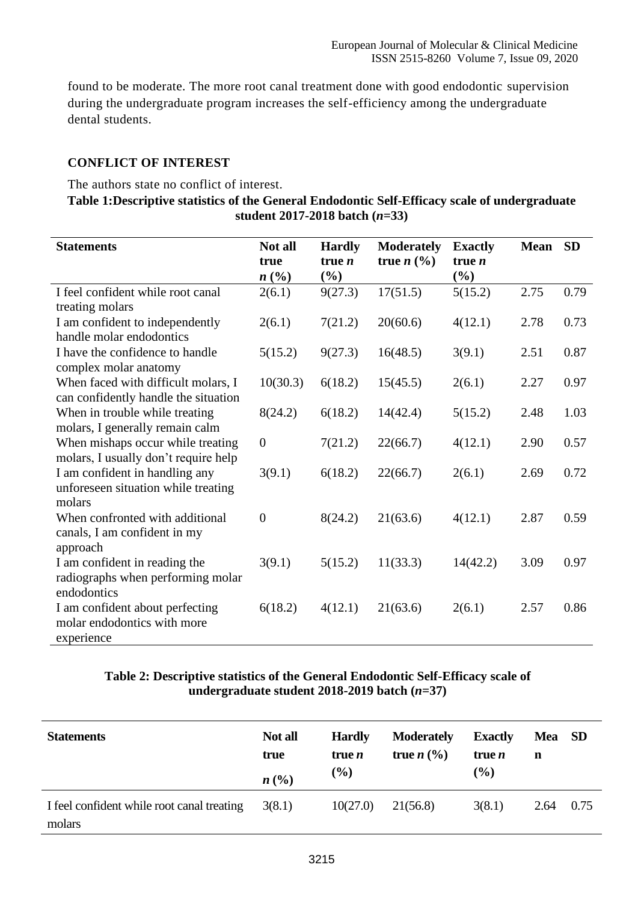found to be moderate. The more root canal treatment done with good endodontic supervision during the undergraduate program increases the self-efficiency among the undergraduate dental students.

## CONFLICT OF INTEREST

The authors state no conflict of interest.

**Table 1:Descriptive statistics of the General Endodontic Self-Efficacy scale of undergraduate student 2017-2018 batch (*n*=33)**

| Statements | Not all true *n* (%) | Hardly true *n* (%) | Moderately true *n* (%) | Exactly true *n* (%) | Mean | SD |
|---|---|---|---|---|---|---|
| I feel confident while root canal treating molars | 2(6.1) | 9(27.3) | 17(51.5) | 5(15.2) | 2.75 | 0.79 |
| I am confident to independently handle molar endodontics | 2(6.1) | 7(21.2) | 20(60.6) | 4(12.1) | 2.78 | 0.73 |
| I have the confidence to handle complex molar anatomy | 5(15.2) | 9(27.3) | 16(48.5) | 3(9.1) | 2.51 | 0.87 |
| When faced with difficult molars, I can confidently handle the situation | 10(30.3) | 6(18.2) | 15(45.5) | 2(6.1) | 2.27 | 0.97 |
| When in trouble while treating molars, I generally remain calm | 8(24.2) | 6(18.2) | 14(42.4) | 5(15.2) | 2.48 | 1.03 |
| When mishaps occur while treating molars, I usually don't require help | 0 | 7(21.2) | 22(66.7) | 4(12.1) | 2.90 | 0.57 |
| I am confident in handling any unforeseen situation while treating molars | 3(9.1) | 6(18.2) | 22(66.7) | 2(6.1) | 2.69 | 0.72 |
| When confronted with additional canals, I am confident in my approach | 0 | 8(24.2) | 21(63.6) | 4(12.1) | 2.87 | 0.59 |
| I am confident in reading the radiographs when performing molar endodontics | 3(9.1) | 5(15.2) | 11(33.3) | 14(42.2) | 3.09 | 0.97 |
| I am confident about perfecting molar endodontics with more experience | 6(18.2) | 4(12.1) | 21(63.6) | 2(6.1) | 2.57 | 0.86 |

**Table 2: Descriptive statistics of the General Endodontic Self-Efficacy scale of undergraduate student 2018-2019 batch (*n*=37)**

| Statements | Not all true *n* (%) | Hardly true *n* (%) | Moderately true *n* (%) | Exactly true *n* (%) | Mean | SD |
|---|---|---|---|---|---|---|
| I feel confident while root canal treating molars | 3(8.1) | 10(27.0) | 21(56.8) | 3(8.1) | 2.64 | 0.75 |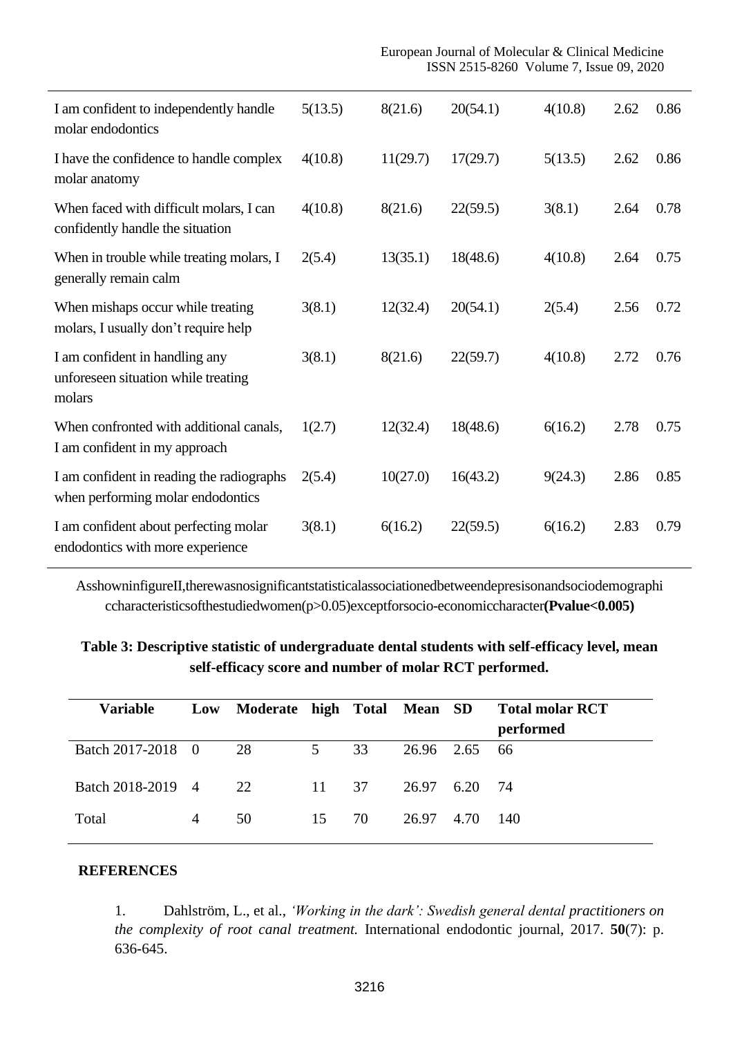| | | | | | | |
|---|---|---|---|---|---|---|
| I am confident to independently handle molar endodontics | 5(13.5) | 8(21.6) | 20(54.1) | 4(10.8) | 2.62 | 0.86 |
| I have the confidence to handle complex molar anatomy | 4(10.8) | 11(29.7) | 17(29.7) | 5(13.5) | 2.62 | 0.86 |
| When faced with difficult molars, I can confidently handle the situation | 4(10.8) | 8(21.6) | 22(59.5) | 3(8.1) | 2.64 | 0.78 |
| When in trouble while treating molars, I generally remain calm | 2(5.4) | 13(35.1) | 18(48.6) | 4(10.8) | 2.64 | 0.75 |
| When mishaps occur while treating molars, I usually don't require help | 3(8.1) | 12(32.4) | 20(54.1) | 2(5.4) | 2.56 | 0.72 |
| I am confident in handling any unforeseen situation while treating molars | 3(8.1) | 8(21.6) | 22(59.7) | 4(10.8) | 2.72 | 0.76 |
| When confronted with additional canals, I am confident in my approach | 1(2.7) | 12(32.4) | 18(48.6) | 6(16.2) | 2.78 | 0.75 |
| I am confident in reading the radiographs when performing molar endodontics | 2(5.4) | 10(27.0) | 16(43.2) | 9(24.3) | 2.86 | 0.85 |
| I am confident about perfecting molar endodontics with more experience | 3(8.1) | 6(16.2) | 22(59.5) | 6(16.2) | 2.83 | 0.79 |

AsshowninfigureII,therewasnosignificantstatisticalassociationedbetweendepresisonandsociodemographiccharacteristicsofthestudiedwomen(p>0.05)exceptforsocio-economiccharacter**(Pvalue<0.005)**

**Table 3: Descriptive statistic of undergraduate dental students with self-efficacy level, mean self-efficacy score and number of molar RCT performed.**

| Variable | Low | Moderate | high | Total | Mean | SD | Total molar RCT performed |
|---|---|---|---|---|---|---|---|
| Batch 2017-2018 | 0 | 28 | 5 | 33 | 26.96 | 2.65 | 66 |
| Batch 2018-2019 | 4 | 22 | 11 | 37 | 26.97 | 6.20 | 74 |
| Total | 4 | 50 | 15 | 70 | 26.97 | 4.70 | 140 |

## REFERENCES

1. Dahlström, L., et al., *'Working in the dark': Swedish general dental practitioners on the complexity of root canal treatment.* International endodontic journal, 2017. **50**(7): p. 636-645.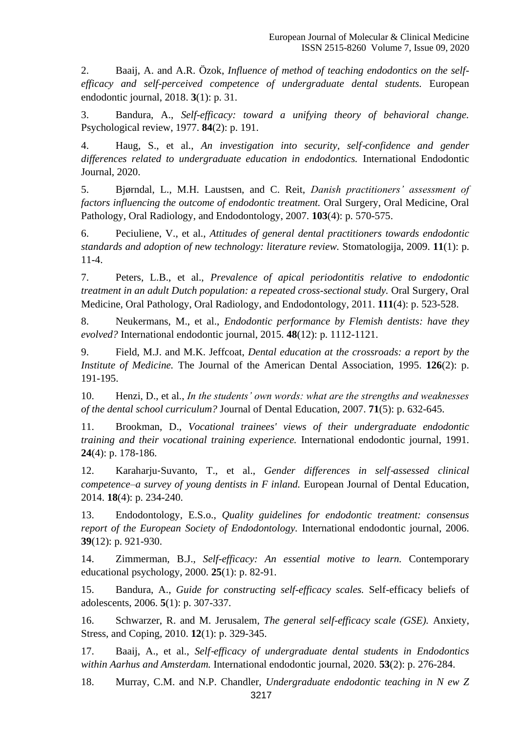2. Baaij, A. and A.R. Özok, *Influence of method of teaching endodontics on the self-efficacy and self-perceived competence of undergraduate dental students.* European endodontic journal, 2018. **3**(1): p. 31.

3. Bandura, A., *Self-efficacy: toward a unifying theory of behavioral change.* Psychological review, 1977. **84**(2): p. 191.

4. Haug, S., et al., *An investigation into security, self-confidence and gender differences related to undergraduate education in endodontics.* International Endodontic Journal, 2020.

5. Bjørndal, L., M.H. Laustsen, and C. Reit, *Danish practitioners' assessment of factors influencing the outcome of endodontic treatment.* Oral Surgery, Oral Medicine, Oral Pathology, Oral Radiology, and Endodontology, 2007. **103**(4): p. 570-575.

6. Peciuliene, V., et al., *Attitudes of general dental practitioners towards endodontic standards and adoption of new technology: literature review.* Stomatologija, 2009. **11**(1): p. 11-4.

7. Peters, L.B., et al., *Prevalence of apical periodontitis relative to endodontic treatment in an adult Dutch population: a repeated cross-sectional study.* Oral Surgery, Oral Medicine, Oral Pathology, Oral Radiology, and Endodontology, 2011. **111**(4): p. 523-528.

8. Neukermans, M., et al., *Endodontic performance by Flemish dentists: have they evolved?* International endodontic journal, 2015. **48**(12): p. 1112-1121.

9. Field, M.J. and M.K. Jeffcoat, *Dental education at the crossroads: a report by the Institute of Medicine.* The Journal of the American Dental Association, 1995. **126**(2): p. 191-195.

10. Henzi, D., et al., *In the students' own words: what are the strengths and weaknesses of the dental school curriculum?* Journal of Dental Education, 2007. **71**(5): p. 632-645.

11. Brookman, D., *Vocational trainees' views of their undergraduate endodontic training and their vocational training experience.* International endodontic journal, 1991. **24**(4): p. 178-186.

12. Karaharju-Suvanto, T., et al., *Gender differences in self-assessed clinical competence–a survey of young dentists in F inland.* European Journal of Dental Education, 2014. **18**(4): p. 234-240.

13. Endodontology, E.S.o., *Quality guidelines for endodontic treatment: consensus report of the European Society of Endodontology.* International endodontic journal, 2006. **39**(12): p. 921-930.

14. Zimmerman, B.J., *Self-efficacy: An essential motive to learn.* Contemporary educational psychology, 2000. **25**(1): p. 82-91.

15. Bandura, A., *Guide for constructing self-efficacy scales.* Self-efficacy beliefs of adolescents, 2006. **5**(1): p. 307-337.

16. Schwarzer, R. and M. Jerusalem, *The general self-efficacy scale (GSE).* Anxiety, Stress, and Coping, 2010. **12**(1): p. 329-345.

17. Baaij, A., et al., *Self-efficacy of undergraduate dental students in Endodontics within Aarhus and Amsterdam.* International endodontic journal, 2020. **53**(2): p. 276-284.

18. Murray, C.M. and N.P. Chandler, *Undergraduate endodontic teaching in N ew Z*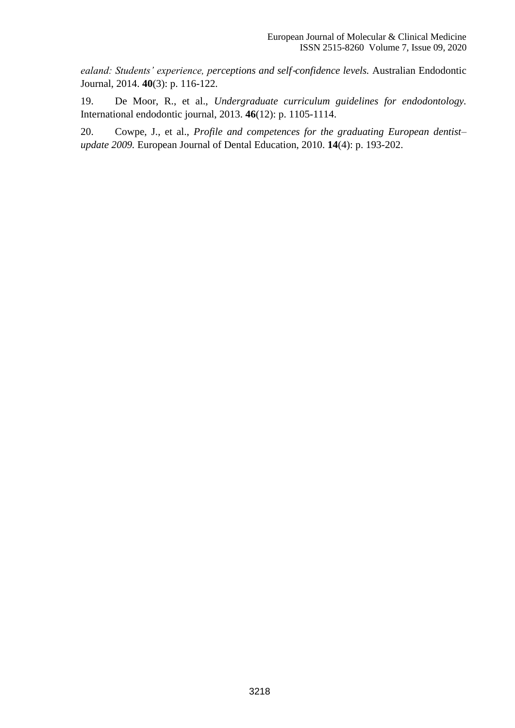*ealand: Students' experience, perceptions and self-confidence levels.* Australian Endodontic Journal, 2014. **40**(3): p. 116-122.

19. De Moor, R., et al., *Undergraduate curriculum guidelines for endodontology.* International endodontic journal, 2013. **46**(12): p. 1105-1114.

20. Cowpe, J., et al., *Profile and competences for the graduating European dentist–update 2009.* European Journal of Dental Education, 2010. **14**(4): p. 193-202.